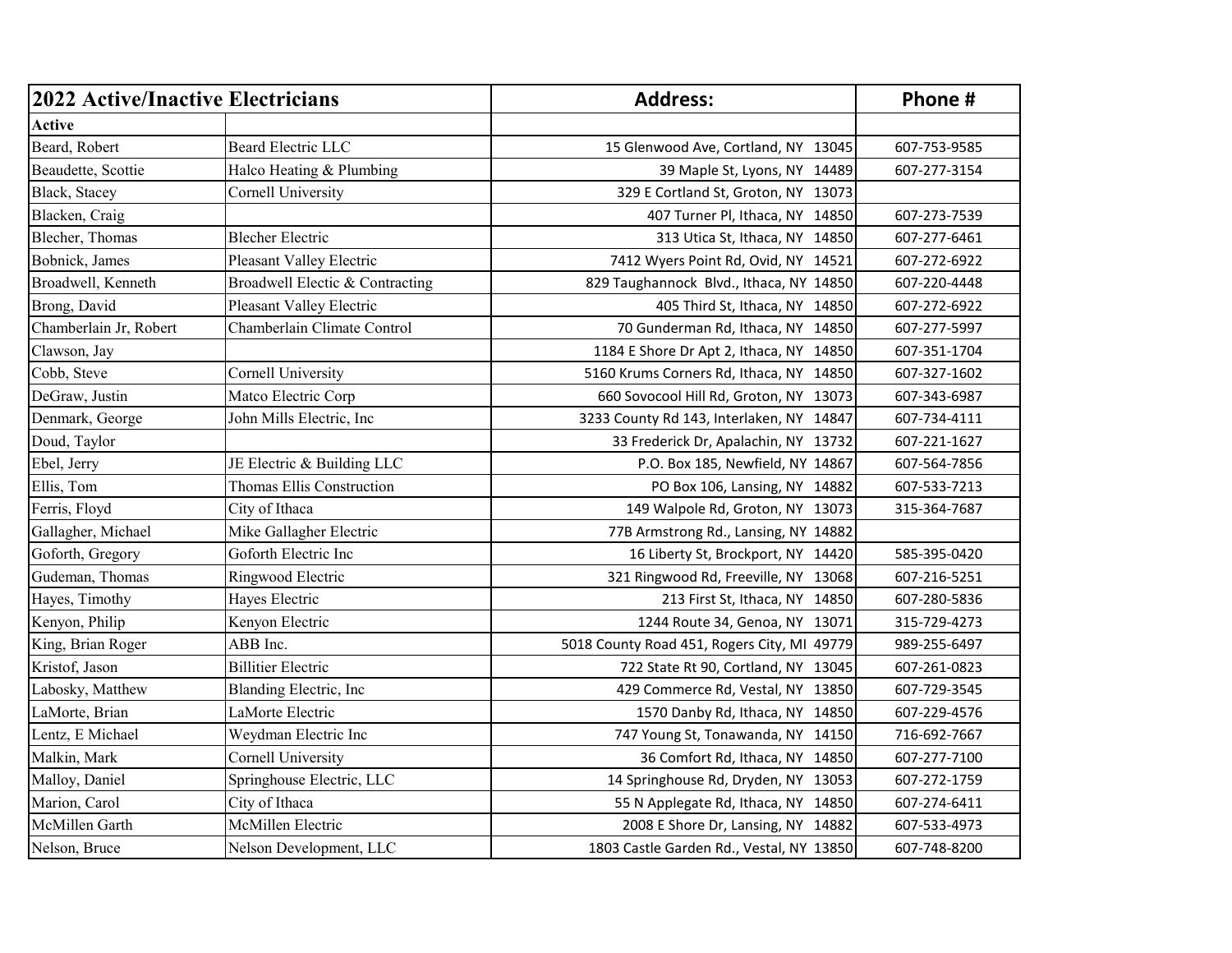| 2022 Active/Inactive Electricians | | Address: | Phone # |
|---|---|---|---|
| **Active** | | | |
| Beard, Robert | Beard Electric LLC | 15 Glenwood Ave, Cortland, NY 13045 | 607-753-9585 |
| Beaudette, Scottie | Halco Heating & Plumbing | 39 Maple St, Lyons, NY 14489 | 607-277-3154 |
| Black, Stacey | Cornell University | 329 E Cortland St, Groton, NY 13073 | |
| Blacken, Craig | | 407 Turner Pl, Ithaca, NY 14850 | 607-273-7539 |
| Blecher, Thomas | Blecher Electric | 313 Utica St, Ithaca, NY 14850 | 607-277-6461 |
| Bobnick, James | Pleasant Valley Electric | 7412 Wyers Point Rd, Ovid, NY 14521 | 607-272-6922 |
| Broadwell, Kenneth | Broadwell Electic & Contracting | 829 Taughannock Blvd., Ithaca, NY 14850 | 607-220-4448 |
| Brong, David | Pleasant Valley Electric | 405 Third St, Ithaca, NY 14850 | 607-272-6922 |
| Chamberlain Jr, Robert | Chamberlain Climate Control | 70 Gunderman Rd, Ithaca, NY 14850 | 607-277-5997 |
| Clawson, Jay | | 1184 E Shore Dr Apt 2, Ithaca, NY 14850 | 607-351-1704 |
| Cobb, Steve | Cornell University | 5160 Krums Corners Rd, Ithaca, NY 14850 | 607-327-1602 |
| DeGraw, Justin | Matco Electric Corp | 660 Sovocool Hill Rd, Groton, NY 13073 | 607-343-6987 |
| Denmark, George | John Mills Electric, Inc | 3233 County Rd 143, Interlaken, NY 14847 | 607-734-4111 |
| Doud, Taylor | | 33 Frederick Dr, Apalachin, NY 13732 | 607-221-1627 |
| Ebel, Jerry | JE Electric & Building LLC | P.O. Box 185, Newfield, NY 14867 | 607-564-7856 |
| Ellis, Tom | Thomas Ellis Construction | PO Box 106, Lansing, NY 14882 | 607-533-7213 |
| Ferris, Floyd | City of Ithaca | 149 Walpole Rd, Groton, NY 13073 | 315-364-7687 |
| Gallagher, Michael | Mike Gallagher Electric | 77B Armstrong Rd., Lansing, NY 14882 | |
| Goforth, Gregory | Goforth Electric Inc | 16 Liberty St, Brockport, NY 14420 | 585-395-0420 |
| Gudeman, Thomas | Ringwood Electric | 321 Ringwood Rd, Freeville, NY 13068 | 607-216-5251 |
| Hayes, Timothy | Hayes Electric | 213 First St, Ithaca, NY 14850 | 607-280-5836 |
| Kenyon, Philip | Kenyon Electric | 1244 Route 34, Genoa, NY 13071 | 315-729-4273 |
| King, Brian Roger | ABB Inc. | 5018 County Road 451, Rogers City, MI 49779 | 989-255-6497 |
| Kristof, Jason | Billitier Electric | 722 State Rt 90, Cortland, NY 13045 | 607-261-0823 |
| Labosky, Matthew | Blanding Electric, Inc | 429 Commerce Rd, Vestal, NY 13850 | 607-729-3545 |
| LaMorte, Brian | LaMorte Electric | 1570 Danby Rd, Ithaca, NY 14850 | 607-229-4576 |
| Lentz, E Michael | Weydman Electric Inc | 747 Young St, Tonawanda, NY 14150 | 716-692-7667 |
| Malkin, Mark | Cornell University | 36 Comfort Rd, Ithaca, NY 14850 | 607-277-7100 |
| Malloy, Daniel | Springhouse Electric, LLC | 14 Springhouse Rd, Dryden, NY 13053 | 607-272-1759 |
| Marion, Carol | City of Ithaca | 55 N Applegate Rd, Ithaca, NY 14850 | 607-274-6411 |
| McMillen Garth | McMillen Electric | 2008 E Shore Dr, Lansing, NY 14882 | 607-533-4973 |
| Nelson, Bruce | Nelson Development, LLC | 1803 Castle Garden Rd., Vestal, NY 13850 | 607-748-8200 |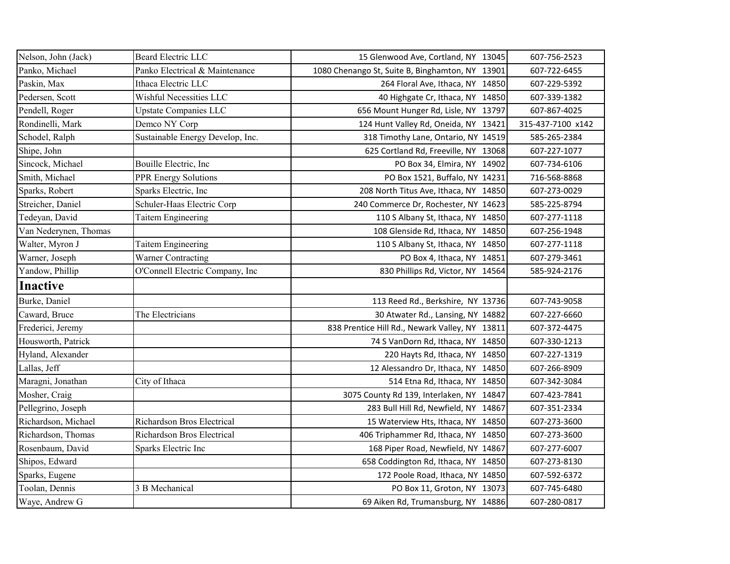| | | | |
|---|---|---|---|
| Nelson, John (Jack) | Beard Electric LLC | 15 Glenwood Ave, Cortland, NY 13045 | 607-756-2523 |
| Panko, Michael | Panko Electrical & Maintenance | 1080 Chenango St, Suite B, Binghamton, NY 13901 | 607-722-6455 |
| Paskin, Max | Ithaca Electric LLC | 264 Floral Ave, Ithaca, NY 14850 | 607-229-5392 |
| Pedersen, Scott | Wishful Necessities LLC | 40 Highgate Cr, Ithaca, NY 14850 | 607-339-1382 |
| Pendell, Roger | Upstate Companies LLC | 656 Mount Hunger Rd, Lisle, NY 13797 | 607-867-4025 |
| Rondinelli, Mark | Demco NY Corp | 124 Hunt Valley Rd, Oneida, NY 13421 | 315-437-7100 x142 |
| Schodel, Ralph | Sustainable Energy Develop, Inc. | 318 Timothy Lane, Ontario, NY 14519 | 585-265-2384 |
| Shipe, John | | 625 Cortland Rd, Freeville, NY 13068 | 607-227-1077 |
| Sincock, Michael | Bouille Electric, Inc | PO Box 34, Elmira, NY 14902 | 607-734-6106 |
| Smith, Michael | PPR Energy Solutions | PO Box 1521, Buffalo, NY 14231 | 716-568-8868 |
| Sparks, Robert | Sparks Electric, Inc | 208 North Titus Ave, Ithaca, NY 14850 | 607-273-0029 |
| Streicher, Daniel | Schuler-Haas Electric Corp | 240 Commerce Dr, Rochester, NY 14623 | 585-225-8794 |
| Tedeyan, David | Taitem Engineering | 110 S Albany St, Ithaca, NY 14850 | 607-277-1118 |
| Van Nederynen, Thomas | | 108 Glenside Rd, Ithaca, NY 14850 | 607-256-1948 |
| Walter, Myron J | Taitem Engineering | 110 S Albany St, Ithaca, NY 14850 | 607-277-1118 |
| Warner, Joseph | Warner Contracting | PO Box 4, Ithaca, NY 14851 | 607-279-3461 |
| Yandow, Phillip | O'Connell Electric Company, Inc | 830 Phillips Rd, Victor, NY 14564 | 585-924-2176 |
| **Inactive** | | | |
| Burke, Daniel | | 113 Reed Rd., Berkshire, NY 13736 | 607-743-9058 |
| Caward, Bruce | The Electricians | 30 Atwater Rd., Lansing, NY 14882 | 607-227-6660 |
| Frederici, Jeremy | | 838 Prentice Hill Rd., Newark Valley, NY 13811 | 607-372-4475 |
| Housworth, Patrick | | 74 S VanDorn Rd, Ithaca, NY 14850 | 607-330-1213 |
| Hyland, Alexander | | 220 Hayts Rd, Ithaca, NY 14850 | 607-227-1319 |
| Lallas, Jeff | | 12 Alessandro Dr, Ithaca, NY 14850 | 607-266-8909 |
| Maragni, Jonathan | City of Ithaca | 514 Etna Rd, Ithaca, NY 14850 | 607-342-3084 |
| Mosher, Craig | | 3075 County Rd 139, Interlaken, NY 14847 | 607-423-7841 |
| Pellegrino, Joseph | | 283 Bull Hill Rd, Newfield, NY 14867 | 607-351-2334 |
| Richardson, Michael | Richardson Bros Electrical | 15 Waterview Hts, Ithaca, NY 14850 | 607-273-3600 |
| Richardson, Thomas | Richardson Bros Electrical | 406 Triphammer Rd, Ithaca, NY 14850 | 607-273-3600 |
| Rosenbaum, David | Sparks Electric Inc | 168 Piper Road, Newfield, NY 14867 | 607-277-6007 |
| Shipos, Edward | | 658 Coddington Rd, Ithaca, NY 14850 | 607-273-8130 |
| Sparks, Eugene | | 172 Poole Road, Ithaca, NY 14850 | 607-592-6372 |
| Toolan, Dennis | 3 B Mechanical | PO Box 11, Groton, NY 13073 | 607-745-6480 |
| Waye, Andrew G | | 69 Aiken Rd, Trumansburg, NY 14886 | 607-280-0817 |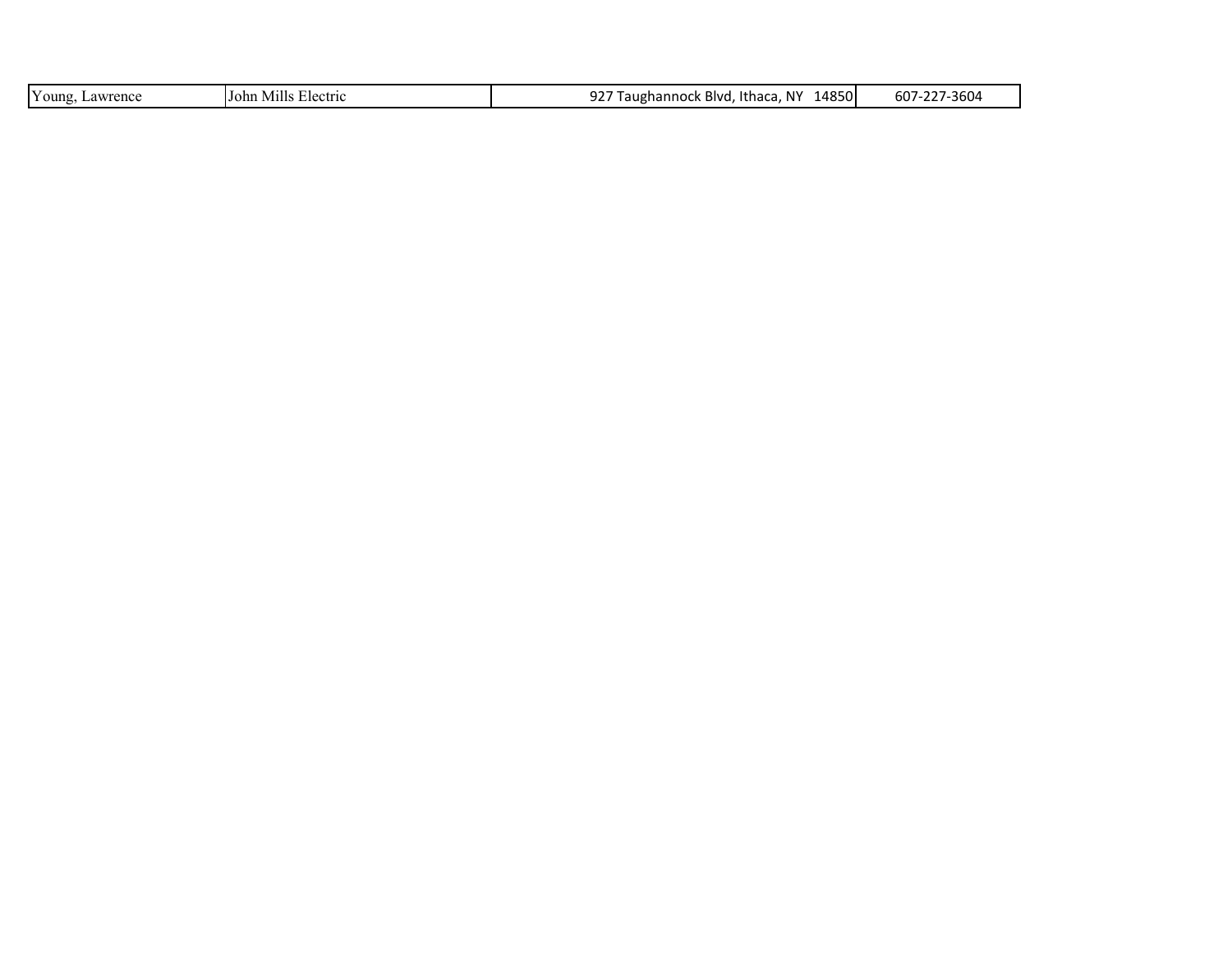| Young, Lawrence | John Mills Electric | 927 Taughannock Blvd, Ithaca, NY 14850 | 607-227-3604 |
|---|---|---|---|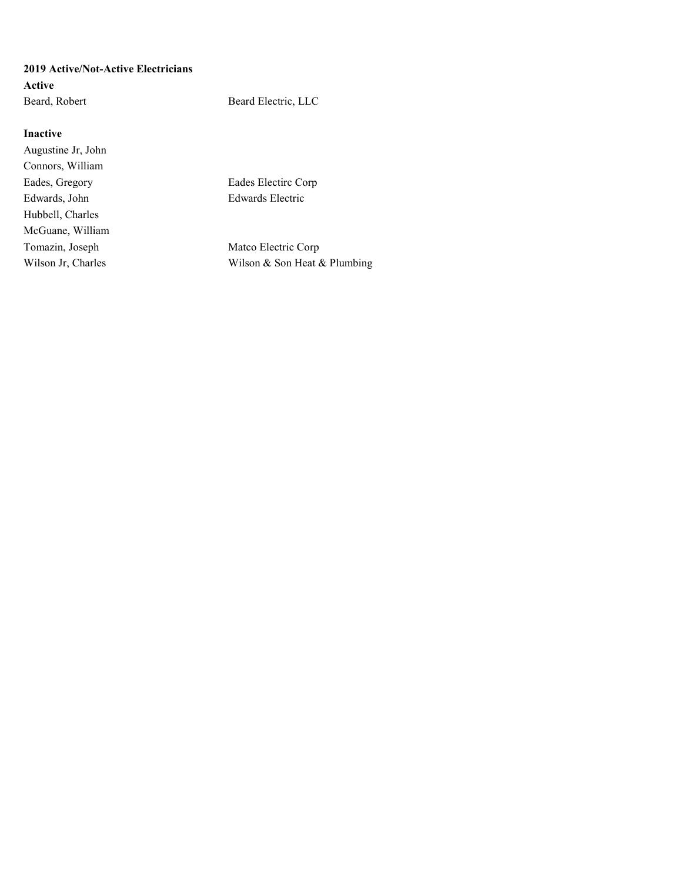**2019 Active/Not-Active Electricians**

**Active**

| | |
|---|---|
| Beard, Robert | Beard Electric, LLC |

**Inactive**

| | |
|---|---|
| Augustine Jr, John | |
| Connors, William | |
| Eades, Gregory | Eades Electirc Corp |
| Edwards, John | Edwards Electric |
| Hubbell, Charles | |
| McGuane, William | |
| Tomazin, Joseph | Matco Electric Corp |
| Wilson Jr, Charles | Wilson & Son Heat & Plumbing |